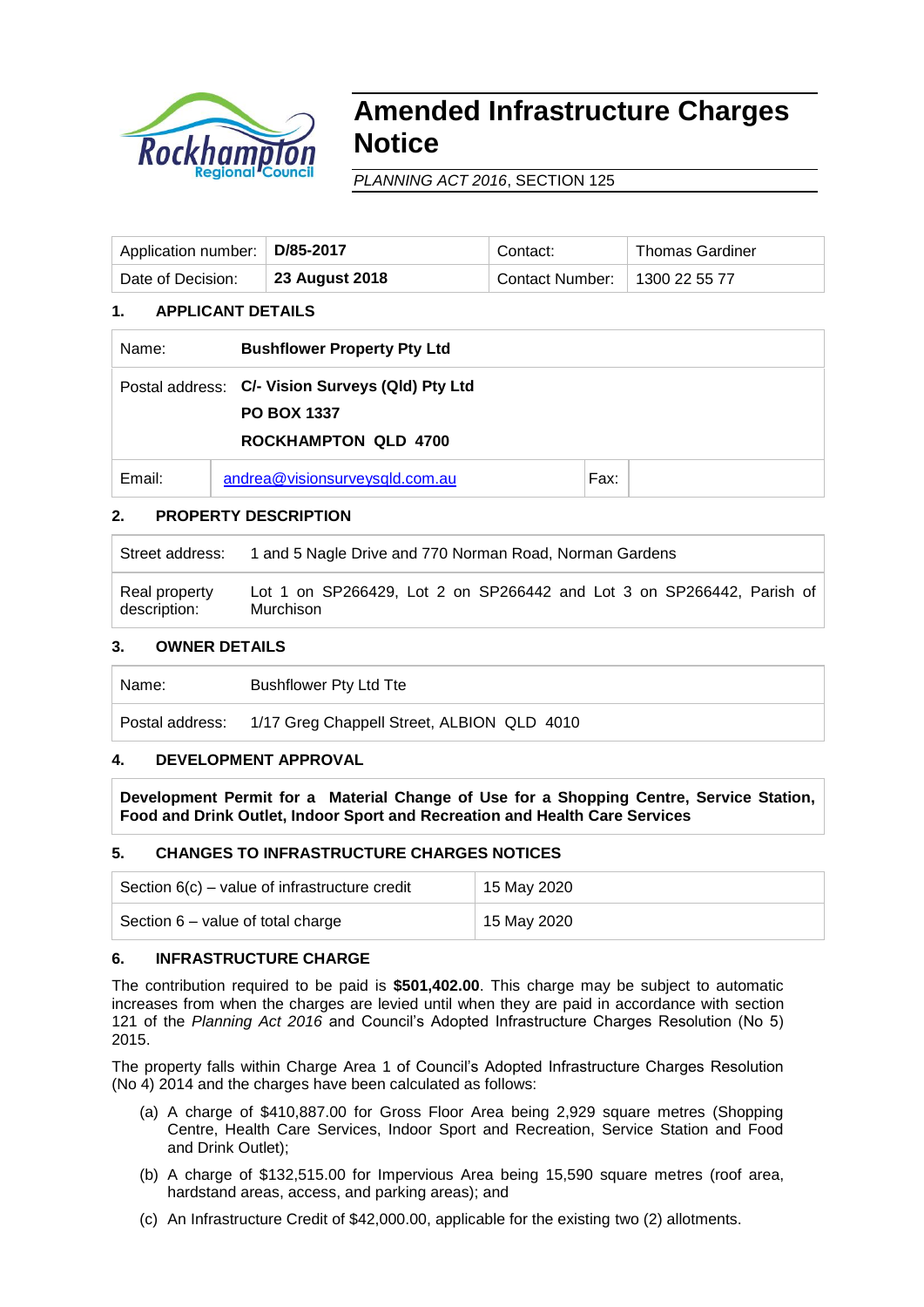# Amended Infrastructure Charges Notice

*PLANNING ACT 2016*, SECTION 125

| Application number: | **D/85-2017** | Contact: | Thomas Gardiner |
|---|---|---|---|
| Date of Decision: | **23 August 2018** | Contact Number: | 1300 22 55 77 |

## 1. APPLICANT DETAILS

| Name: | **Bushflower Property Pty Ltd** | | |
|---|---|---|---|
| Postal address: | **C/- Vision Surveys (Qld) Pty Ltd**<br>**PO BOX 1337**<br>**ROCKHAMPTON QLD 4700** | | |
| Email: | andrea@visionsurveysqld.com.au | Fax: | |

## 2. PROPERTY DESCRIPTION

| Street address: | 1 and 5 Nagle Drive and 770 Norman Road, Norman Gardens |
|---|---|
| Real property description: | Lot 1 on SP266429, Lot 2 on SP266442 and Lot 3 on SP266442, Parish of Murchison |

## 3. OWNER DETAILS

| Name: | Bushflower Pty Ltd Tte |
|---|---|
| Postal address: | 1/17 Greg Chappell Street, ALBION QLD 4010 |

## 4. DEVELOPMENT APPROVAL

**Development Permit for a Material Change of Use for a Shopping Centre, Service Station, Food and Drink Outlet, Indoor Sport and Recreation and Health Care Services**

## 5. CHANGES TO INFRASTRUCTURE CHARGES NOTICES

| Section 6(c) – value of infrastructure credit | 15 May 2020 |
|---|---|
| Section 6 – value of total charge | 15 May 2020 |

## 6. INFRASTRUCTURE CHARGE

The contribution required to be paid is **$501,402.00**. This charge may be subject to automatic increases from when the charges are levied until when they are paid in accordance with section 121 of the *Planning Act 2016* and Council's Adopted Infrastructure Charges Resolution (No 5) 2015.

The property falls within Charge Area 1 of Council's Adopted Infrastructure Charges Resolution (No 4) 2014 and the charges have been calculated as follows:

(a) A charge of $410,887.00 for Gross Floor Area being 2,929 square metres (Shopping Centre, Health Care Services, Indoor Sport and Recreation, Service Station and Food and Drink Outlet);

(b) A charge of $132,515.00 for Impervious Area being 15,590 square metres (roof area, hardstand areas, access, and parking areas); and

(c) An Infrastructure Credit of $42,000.00, applicable for the existing two (2) allotments.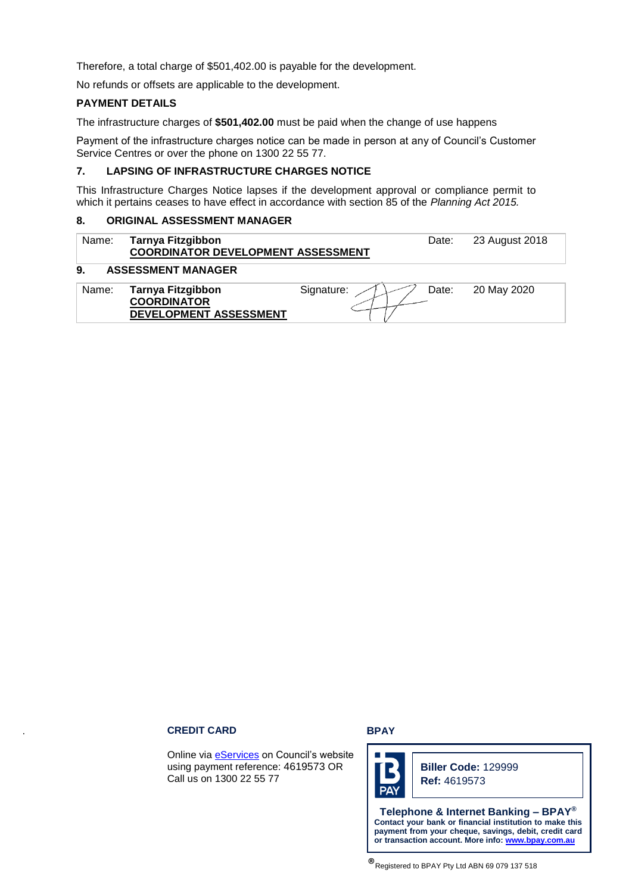Therefore, a total charge of $501,402.00 is payable for the development.

No refunds or offsets are applicable to the development.

**PAYMENT DETAILS**

The infrastructure charges of **$501,402.00** must be paid when the change of use happens

Payment of the infrastructure charges notice can be made in person at any of Council's Customer Service Centres or over the phone on 1300 22 55 77.

### 7. LAPSING OF INFRASTRUCTURE CHARGES NOTICE

This Infrastructure Charges Notice lapses if the development approval or compliance permit to which it pertains ceases to have effect in accordance with section 85 of the *Planning Act 2015.*

### 8. ORIGINAL ASSESSMENT MANAGER

| | | | |
|---|---|---|---|
| Name: | **Tarnya Fitzgibbon** **COORDINATOR DEVELOPMENT ASSESSMENT** | Date: | 23 August 2018 |

### 9. ASSESSMENT MANAGER

| | | | | | |
|---|---|---|---|---|---|
| Name: | **Tarnya Fitzgibbon** **COORDINATOR DEVELOPMENT ASSESSMENT** | Signature: | | Date: | 20 May 2020 |

**CREDIT CARD**

Online via eServices on Council's website using payment reference: 4619573 OR Call us on 1300 22 55 77

**BPAY**

**Biller Code:** 129999
**Ref:** 4619573

**Telephone & Internet Banking – BPAY®**
**Contact your bank or financial institution to make this payment from your cheque, savings, debit, credit card or transaction account. More info: www.bpay.com.au**

® Registered to BPAY Pty Ltd ABN 69 079 137 518